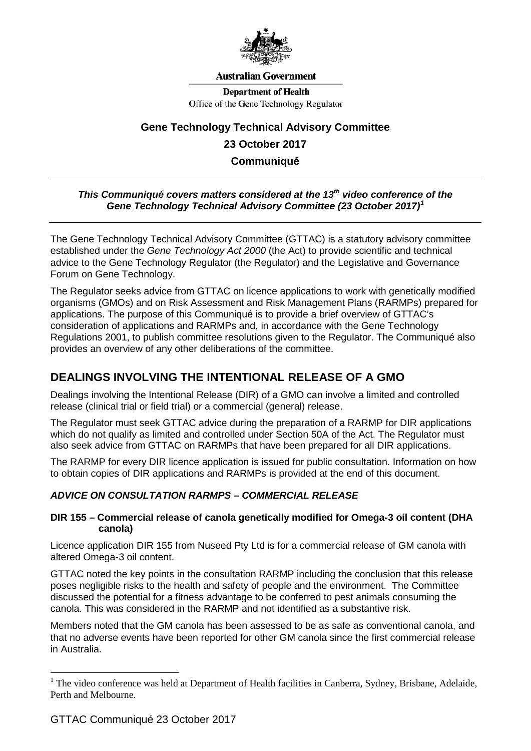Australian Government

Department of Health

Office of the Gene Technology Regulator

# Gene Technology Technical Advisory Committee

## 23 October 2017

## Communiqué

***This Communiqué covers matters considered at the 13th video conference of the Gene Technology Technical Advisory Committee (23 October 2017)[1]***

The Gene Technology Technical Advisory Committee (GTTAC) is a statutory advisory committee established under the *Gene Technology Act 2000* (the Act) to provide scientific and technical advice to the Gene Technology Regulator (the Regulator) and the Legislative and Governance Forum on Gene Technology.

The Regulator seeks advice from GTTAC on licence applications to work with genetically modified organisms (GMOs) and on Risk Assessment and Risk Management Plans (RARMPs) prepared for applications. The purpose of this Communiqué is to provide a brief overview of GTTAC's consideration of applications and RARMPs and, in accordance with the Gene Technology Regulations 2001, to publish committee resolutions given to the Regulator. The Communiqué also provides an overview of any other deliberations of the committee.

## DEALINGS INVOLVING THE INTENTIONAL RELEASE OF A GMO

Dealings involving the Intentional Release (DIR) of a GMO can involve a limited and controlled release (clinical trial or field trial) or a commercial (general) release.

The Regulator must seek GTTAC advice during the preparation of a RARMP for DIR applications which do not qualify as limited and controlled under Section 50A of the Act. The Regulator must also seek advice from GTTAC on RARMPs that have been prepared for all DIR applications.

The RARMP for every DIR licence application is issued for public consultation. Information on how to obtain copies of DIR applications and RARMPs is provided at the end of this document.

### *ADVICE ON CONSULTATION RARMPS – COMMERCIAL RELEASE*

**DIR 155 – Commercial release of canola genetically modified for Omega-3 oil content (DHA canola)**

Licence application DIR 155 from Nuseed Pty Ltd is for a commercial release of GM canola with altered Omega-3 oil content.

GTTAC noted the key points in the consultation RARMP including the conclusion that this release poses negligible risks to the health and safety of people and the environment. The Committee discussed the potential for a fitness advantage to be conferred to pest animals consuming the canola. This was considered in the RARMP and not identified as a substantive risk.

Members noted that the GM canola has been assessed to be as safe as conventional canola, and that no adverse events have been reported for other GM canola since the first commercial release in Australia.

[1] The video conference was held at Department of Health facilities in Canberra, Sydney, Brisbane, Adelaide, Perth and Melbourne.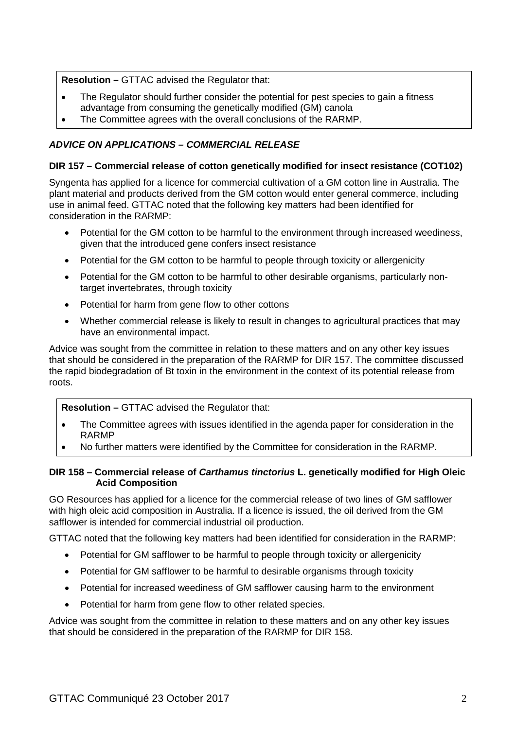**Resolution –** GTTAC advised the Regulator that:

- The Regulator should further consider the potential for pest species to gain a fitness advantage from consuming the genetically modified (GM) canola
- The Committee agrees with the overall conclusions of the RARMP.

### *ADVICE ON APPLICATIONS – COMMERCIAL RELEASE*

#### DIR 157 – Commercial release of cotton genetically modified for insect resistance (COT102)

Syngenta has applied for a licence for commercial cultivation of a GM cotton line in Australia. The plant material and products derived from the GM cotton would enter general commerce, including use in animal feed. GTTAC noted that the following key matters had been identified for consideration in the RARMP:

- Potential for the GM cotton to be harmful to the environment through increased weediness, given that the introduced gene confers insect resistance
- Potential for the GM cotton to be harmful to people through toxicity or allergenicity
- Potential for the GM cotton to be harmful to other desirable organisms, particularly non-target invertebrates, through toxicity
- Potential for harm from gene flow to other cottons
- Whether commercial release is likely to result in changes to agricultural practices that may have an environmental impact.

Advice was sought from the committee in relation to these matters and on any other key issues that should be considered in the preparation of the RARMP for DIR 157. The committee discussed the rapid biodegradation of Bt toxin in the environment in the context of its potential release from roots.

**Resolution –** GTTAC advised the Regulator that:

- The Committee agrees with issues identified in the agenda paper for consideration in the RARMP
- No further matters were identified by the Committee for consideration in the RARMP.

#### DIR 158 – Commercial release of *Carthamus tinctorius* L. genetically modified for High Oleic Acid Composition

GO Resources has applied for a licence for the commercial release of two lines of GM safflower with high oleic acid composition in Australia. If a licence is issued, the oil derived from the GM safflower is intended for commercial industrial oil production.

GTTAC noted that the following key matters had been identified for consideration in the RARMP:

- Potential for GM safflower to be harmful to people through toxicity or allergenicity
- Potential for GM safflower to be harmful to desirable organisms through toxicity
- Potential for increased weediness of GM safflower causing harm to the environment
- Potential for harm from gene flow to other related species.

Advice was sought from the committee in relation to these matters and on any other key issues that should be considered in the preparation of the RARMP for DIR 158.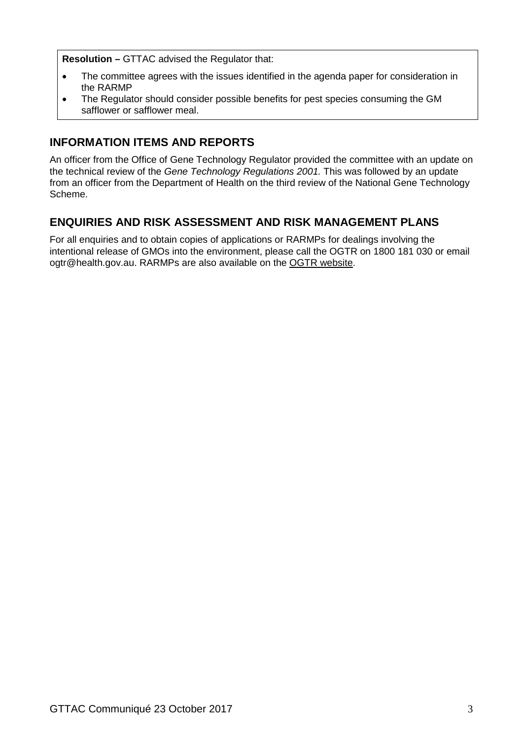**Resolution –** GTTAC advised the Regulator that:

- The committee agrees with the issues identified in the agenda paper for consideration in the RARMP
- The Regulator should consider possible benefits for pest species consuming the GM safflower or safflower meal.

## INFORMATION ITEMS AND REPORTS

An officer from the Office of Gene Technology Regulator provided the committee with an update on the technical review of the *Gene Technology Regulations 2001.* This was followed by an update from an officer from the Department of Health on the third review of the National Gene Technology Scheme.

## ENQUIRIES AND RISK ASSESSMENT AND RISK MANAGEMENT PLANS

For all enquiries and to obtain copies of applications or RARMPs for dealings involving the intentional release of GMOs into the environment, please call the OGTR on 1800 181 030 or email ogtr@health.gov.au. RARMPs are also available on the OGTR website.